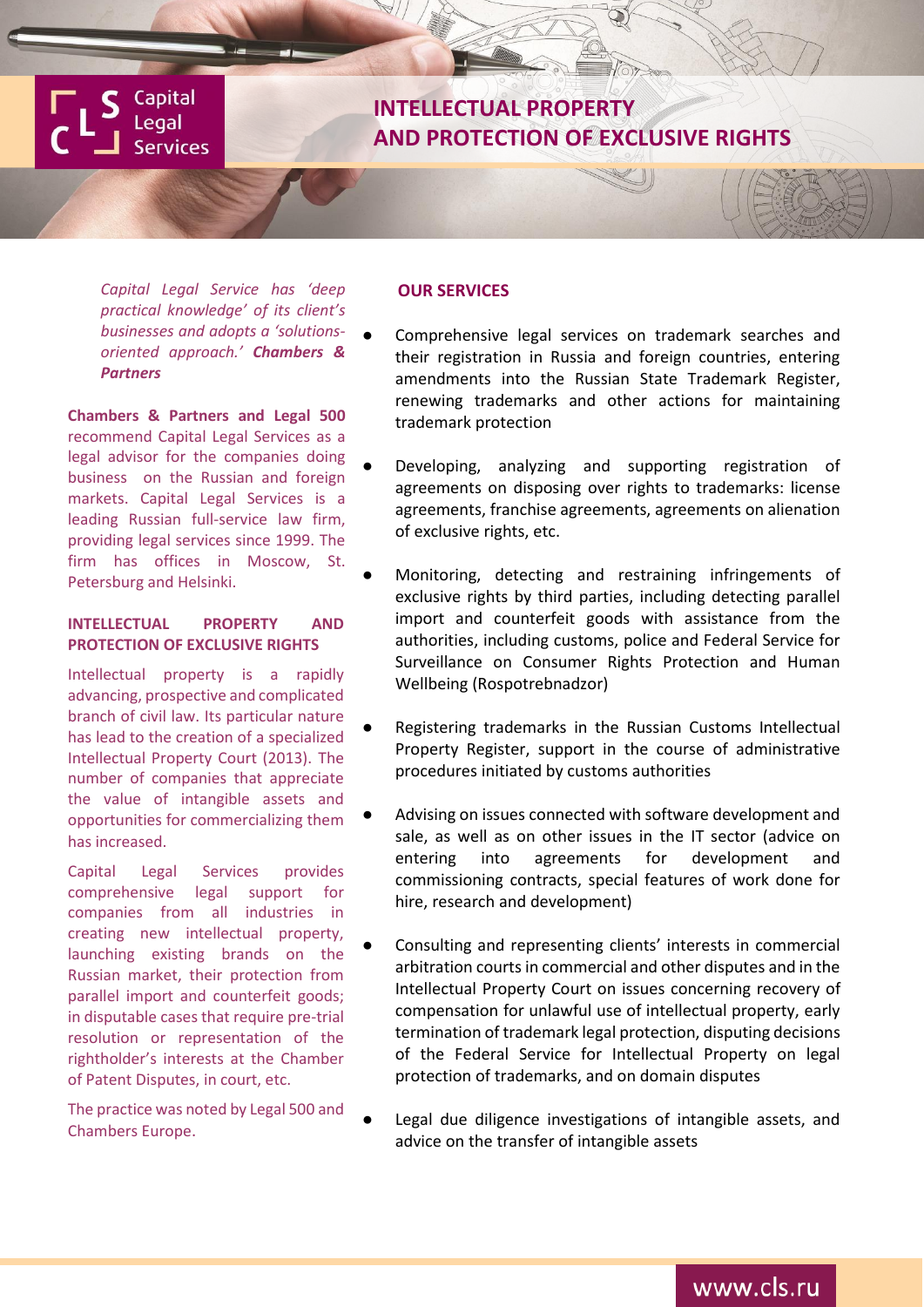Capital Legal Services

# INTELLECTUAL PROPERTY AND PROTECTION OF EXCLUSIVE RIGHTS

*Capital Legal Service has 'deep practical knowledge' of its client's businesses and adopts a 'solutions-oriented approach.'* ***Chambers & Partners***

**Chambers & Partners and Legal 500** recommend Capital Legal Services as a legal advisor for the companies doing business on the Russian and foreign markets. Capital Legal Services is a leading Russian full-service law firm, providing legal services since 1999. The firm has offices in Moscow, St. Petersburg and Helsinki.

## INTELLECTUAL PROPERTY AND PROTECTION OF EXCLUSIVE RIGHTS

Intellectual property is a rapidly advancing, prospective and complicated branch of civil law. Its particular nature has lead to the creation of a specialized Intellectual Property Court (2013). The number of companies that appreciate the value of intangible assets and opportunities for commercializing them has increased.

Capital Legal Services provides comprehensive legal support for companies from all industries in creating new intellectual property, launching existing brands on the Russian market, their protection from parallel import and counterfeit goods; in disputable cases that require pre-trial resolution or representation of the rightholder's interests at the Chamber of Patent Disputes, in court, etc.

The practice was noted by Legal 500 and Chambers Europe.

## OUR SERVICES

- Comprehensive legal services on trademark searches and their registration in Russia and foreign countries, entering amendments into the Russian State Trademark Register, renewing trademarks and other actions for maintaining trademark protection
- Developing, analyzing and supporting registration of agreements on disposing over rights to trademarks: license agreements, franchise agreements, agreements on alienation of exclusive rights, etc.
- Monitoring, detecting and restraining infringements of exclusive rights by third parties, including detecting parallel import and counterfeit goods with assistance from the authorities, including customs, police and Federal Service for Surveillance on Consumer Rights Protection and Human Wellbeing (Rospotrebnadzor)
- Registering trademarks in the Russian Customs Intellectual Property Register, support in the course of administrative procedures initiated by customs authorities
- Advising on issues connected with software development and sale, as well as on other issues in the IT sector (advice on entering into agreements for development and commissioning contracts, special features of work done for hire, research and development)
- Consulting and representing clients' interests in commercial arbitration courts in commercial and other disputes and in the Intellectual Property Court on issues concerning recovery of compensation for unlawful use of intellectual property, early termination of trademark legal protection, disputing decisions of the Federal Service for Intellectual Property on legal protection of trademarks, and on domain disputes
- Legal due diligence investigations of intangible assets, and advice on the transfer of intangible assets

www.cls.ru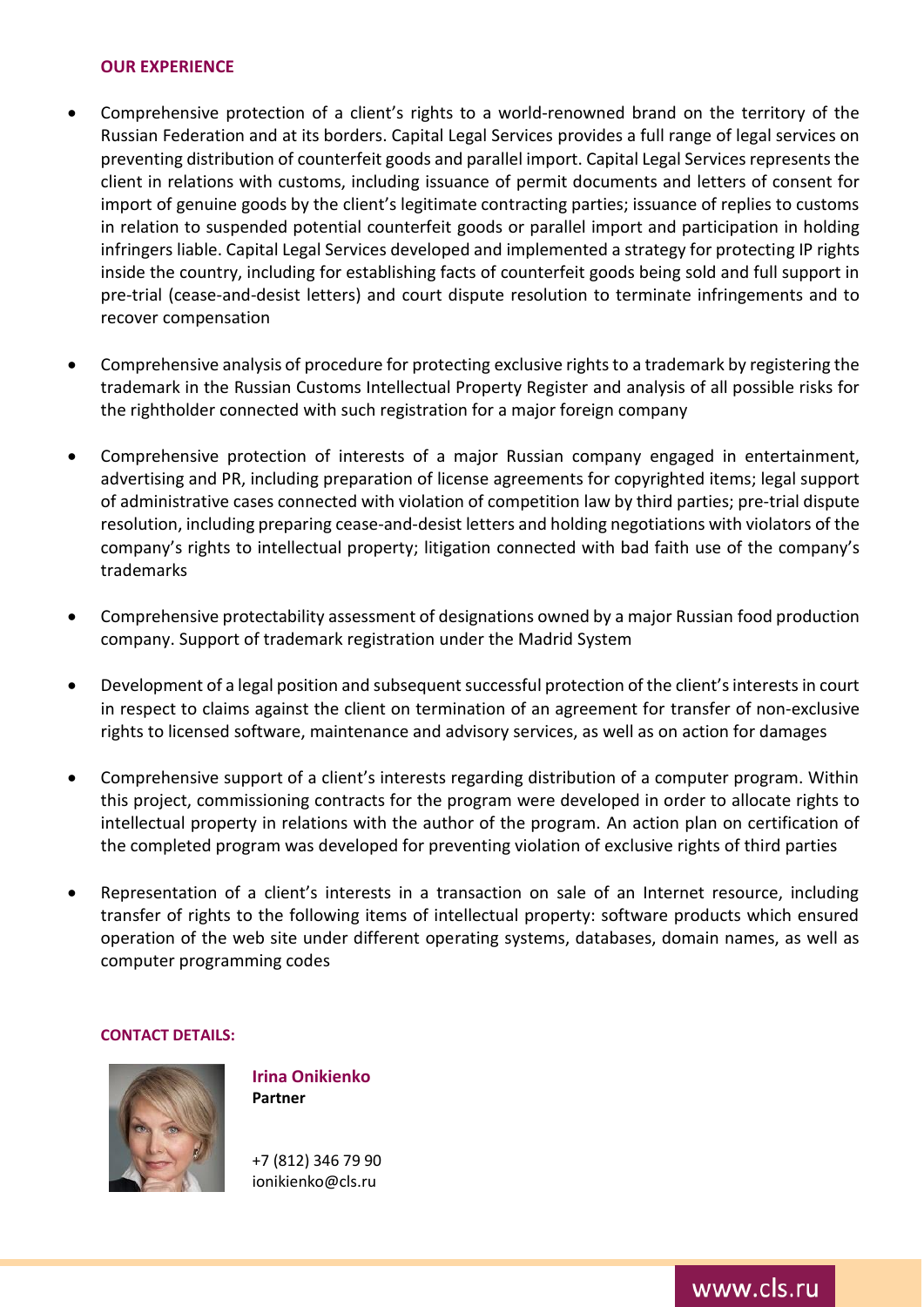## OUR EXPERIENCE

- Comprehensive protection of a client's rights to a world-renowned brand on the territory of the Russian Federation and at its borders. Capital Legal Services provides a full range of legal services on preventing distribution of counterfeit goods and parallel import. Capital Legal Services represents the client in relations with customs, including issuance of permit documents and letters of consent for import of genuine goods by the client's legitimate contracting parties; issuance of replies to customs in relation to suspended potential counterfeit goods or parallel import and participation in holding infringers liable. Capital Legal Services developed and implemented a strategy for protecting IP rights inside the country, including for establishing facts of counterfeit goods being sold and full support in pre-trial (cease-and-desist letters) and court dispute resolution to terminate infringements and to recover compensation

- Comprehensive analysis of procedure for protecting exclusive rights to a trademark by registering the trademark in the Russian Customs Intellectual Property Register and analysis of all possible risks for the rightholder connected with such registration for a major foreign company

- Comprehensive protection of interests of a major Russian company engaged in entertainment, advertising and PR, including preparation of license agreements for copyrighted items; legal support of administrative cases connected with violation of competition law by third parties; pre-trial dispute resolution, including preparing cease-and-desist letters and holding negotiations with violators of the company's rights to intellectual property; litigation connected with bad faith use of the company's trademarks

- Comprehensive protectability assessment of designations owned by a major Russian food production company. Support of trademark registration under the Madrid System

- Development of a legal position and subsequent successful protection of the client's interests in court in respect to claims against the client on termination of an agreement for transfer of non-exclusive rights to licensed software, maintenance and advisory services, as well as on action for damages

- Comprehensive support of a client's interests regarding distribution of a computer program. Within this project, commissioning contracts for the program were developed in order to allocate rights to intellectual property in relations with the author of the program. An action plan on certification of the completed program was developed for preventing violation of exclusive rights of third parties

- Representation of a client's interests in a transaction on sale of an Internet resource, including transfer of rights to the following items of intellectual property: software products which ensured operation of the web site under different operating systems, databases, domain names, as well as computer programming codes

### CONTACT DETAILS:

**Irina Onikienko**
**Partner**

+7 (812) 346 79 90
ionikienko@cls.ru

www.cls.ru